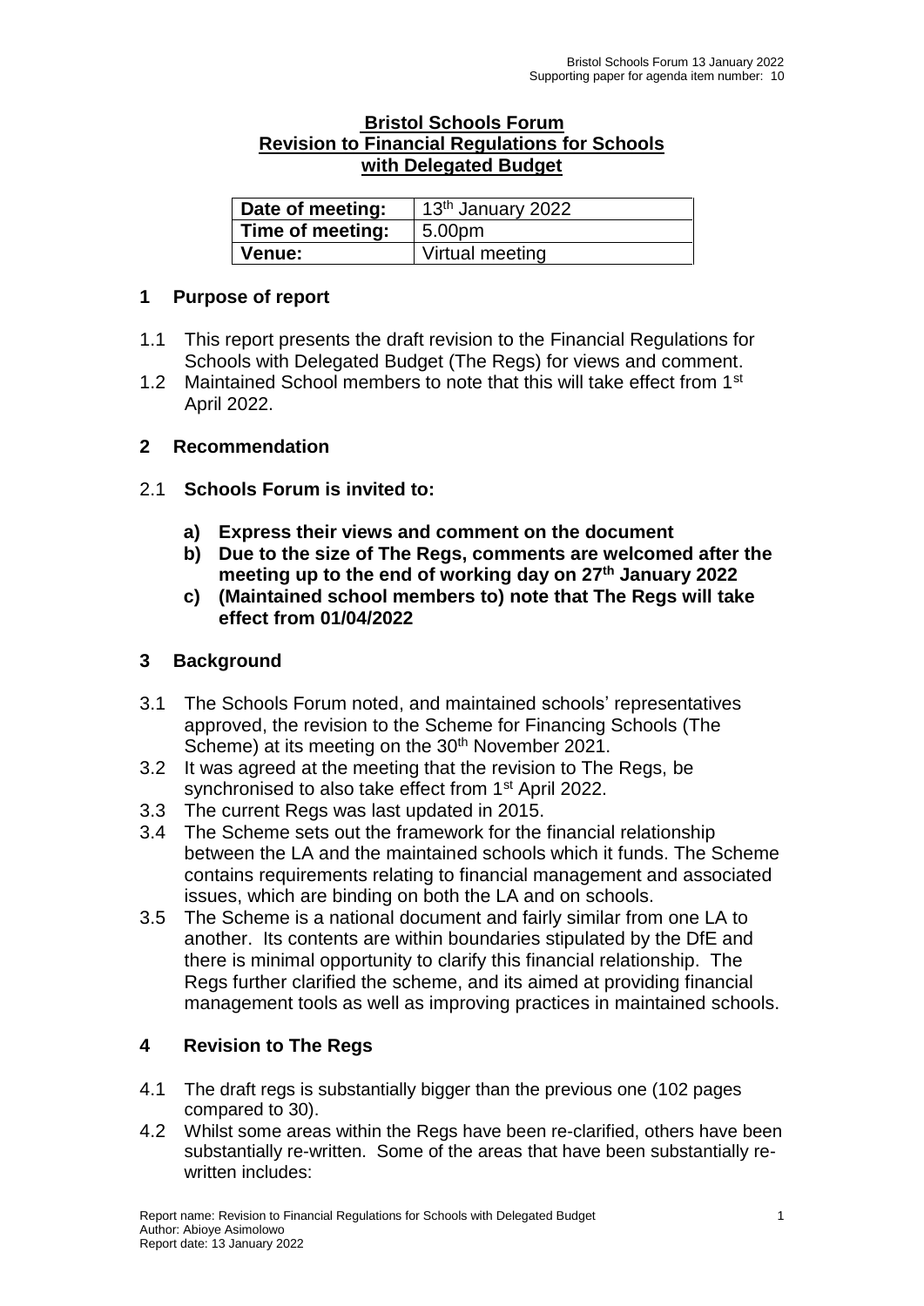# Bristol Schools Forum
## Revision to Financial Regulations for Schools with Delegated Budget

| Date of meeting: | 13th January 2022 |
|---|---|
| Time of meeting: | 5.00pm |
| Venue: | Virtual meeting |

## 1 Purpose of report

1.1 This report presents the draft revision to the Financial Regulations for Schools with Delegated Budget (The Regs) for views and comment.

1.2 Maintained School members to note that this will take effect from 1st April 2022.

## 2 Recommendation

2.1 **Schools Forum is invited to:**

**a) Express their views and comment on the document**

**b) Due to the size of The Regs, comments are welcomed after the meeting up to the end of working day on 27th January 2022**

**c) (Maintained school members to) note that The Regs will take effect from 01/04/2022**

## 3 Background

3.1 The Schools Forum noted, and maintained schools' representatives approved, the revision to the Scheme for Financing Schools (The Scheme) at its meeting on the 30th November 2021.

3.2 It was agreed at the meeting that the revision to The Regs, be synchronised to also take effect from 1st April 2022.

3.3 The current Regs was last updated in 2015.

3.4 The Scheme sets out the framework for the financial relationship between the LA and the maintained schools which it funds. The Scheme contains requirements relating to financial management and associated issues, which are binding on both the LA and on schools.

3.5 The Scheme is a national document and fairly similar from one LA to another. Its contents are within boundaries stipulated by the DfE and there is minimal opportunity to clarify this financial relationship. The Regs further clarified the scheme, and its aimed at providing financial management tools as well as improving practices in maintained schools.

## 4 Revision to The Regs

4.1 The draft regs is substantially bigger than the previous one (102 pages compared to 30).

4.2 Whilst some areas within the Regs have been re-clarified, others have been substantially re-written. Some of the areas that have been substantially re-written includes: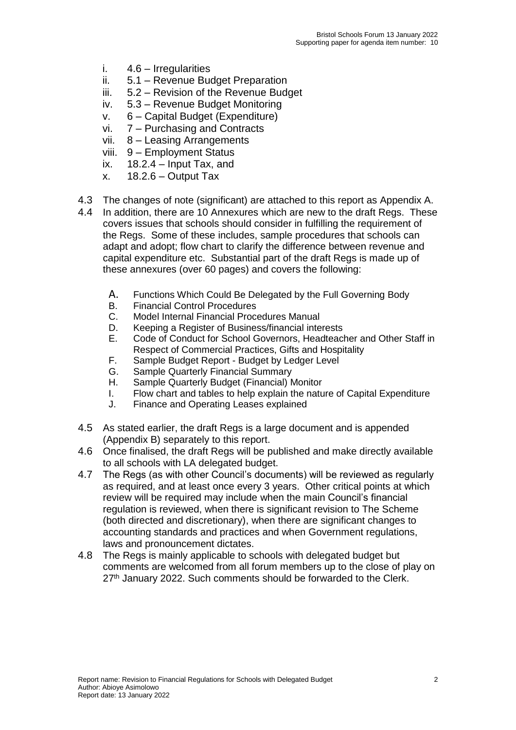i. 4.6 – Irregularities
ii. 5.1 – Revenue Budget Preparation
iii. 5.2 – Revision of the Revenue Budget
iv. 5.3 – Revenue Budget Monitoring
v. 6 – Capital Budget (Expenditure)
vi. 7 – Purchasing and Contracts
vii. 8 – Leasing Arrangements
viii. 9 – Employment Status
ix. 18.2.4 – Input Tax, and
x. 18.2.6 – Output Tax

4.3 The changes of note (significant) are attached to this report as Appendix A.

4.4 In addition, there are 10 Annexures which are new to the draft Regs. These covers issues that schools should consider in fulfilling the requirement of the Regs. Some of these includes, sample procedures that schools can adapt and adopt; flow chart to clarify the difference between revenue and capital expenditure etc. Substantial part of the draft Regs is made up of these annexures (over 60 pages) and covers the following:

A. Functions Which Could Be Delegated by the Full Governing Body
B. Financial Control Procedures
C. Model Internal Financial Procedures Manual
D. Keeping a Register of Business/financial interests
E. Code of Conduct for School Governors, Headteacher and Other Staff in Respect of Commercial Practices, Gifts and Hospitality
F. Sample Budget Report - Budget by Ledger Level
G. Sample Quarterly Financial Summary
H. Sample Quarterly Budget (Financial) Monitor
I. Flow chart and tables to help explain the nature of Capital Expenditure
J. Finance and Operating Leases explained

4.5 As stated earlier, the draft Regs is a large document and is appended (Appendix B) separately to this report.

4.6 Once finalised, the draft Regs will be published and make directly available to all schools with LA delegated budget.

4.7 The Regs (as with other Council's documents) will be reviewed as regularly as required, and at least once every 3 years. Other critical points at which review will be required may include when the main Council's financial regulation is reviewed, when there is significant revision to The Scheme (both directed and discretionary), when there are significant changes to accounting standards and practices and when Government regulations, laws and pronouncement dictates.

4.8 The Regs is mainly applicable to schools with delegated budget but comments are welcomed from all forum members up to the close of play on 27th January 2022. Such comments should be forwarded to the Clerk.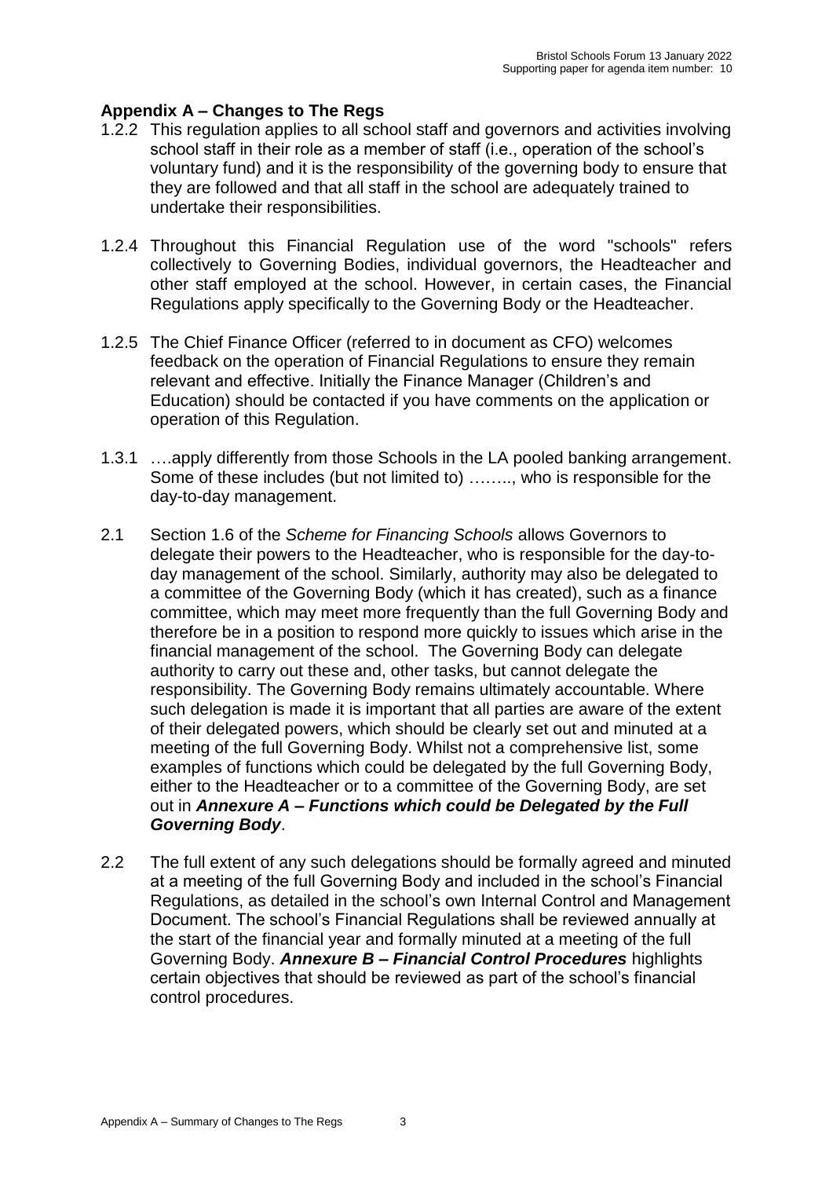## Appendix A – Changes to The Regs

1.2.2 This regulation applies to all school staff and governors and activities involving school staff in their role as a member of staff (i.e., operation of the school's voluntary fund) and it is the responsibility of the governing body to ensure that they are followed and that all staff in the school are adequately trained to undertake their responsibilities.

1.2.4 Throughout this Financial Regulation use of the word "schools" refers collectively to Governing Bodies, individual governors, the Headteacher and other staff employed at the school. However, in certain cases, the Financial Regulations apply specifically to the Governing Body or the Headteacher.

1.2.5 The Chief Finance Officer (referred to in document as CFO) welcomes feedback on the operation of Financial Regulations to ensure they remain relevant and effective. Initially the Finance Manager (Children's and Education) should be contacted if you have comments on the application or operation of this Regulation.

1.3.1 ….apply differently from those Schools in the LA pooled banking arrangement. Some of these includes (but not limited to) …….., who is responsible for the day-to-day management.

2.1 Section 1.6 of the *Scheme for Financing Schools* allows Governors to delegate their powers to the Headteacher, who is responsible for the day-to-day management of the school. Similarly, authority may also be delegated to a committee of the Governing Body (which it has created), such as a finance committee, which may meet more frequently than the full Governing Body and therefore be in a position to respond more quickly to issues which arise in the financial management of the school. The Governing Body can delegate authority to carry out these and, other tasks, but cannot delegate the responsibility. The Governing Body remains ultimately accountable. Where such delegation is made it is important that all parties are aware of the extent of their delegated powers, which should be clearly set out and minuted at a meeting of the full Governing Body. Whilst not a comprehensive list, some examples of functions which could be delegated by the full Governing Body, either to the Headteacher or to a committee of the Governing Body, are set out in ***Annexure A – Functions which could be Delegated by the Full Governing Body***.

2.2 The full extent of any such delegations should be formally agreed and minuted at a meeting of the full Governing Body and included in the school's Financial Regulations, as detailed in the school's own Internal Control and Management Document. The school's Financial Regulations shall be reviewed annually at the start of the financial year and formally minuted at a meeting of the full Governing Body. ***Annexure B – Financial Control Procedures*** highlights certain objectives that should be reviewed as part of the school's financial control procedures.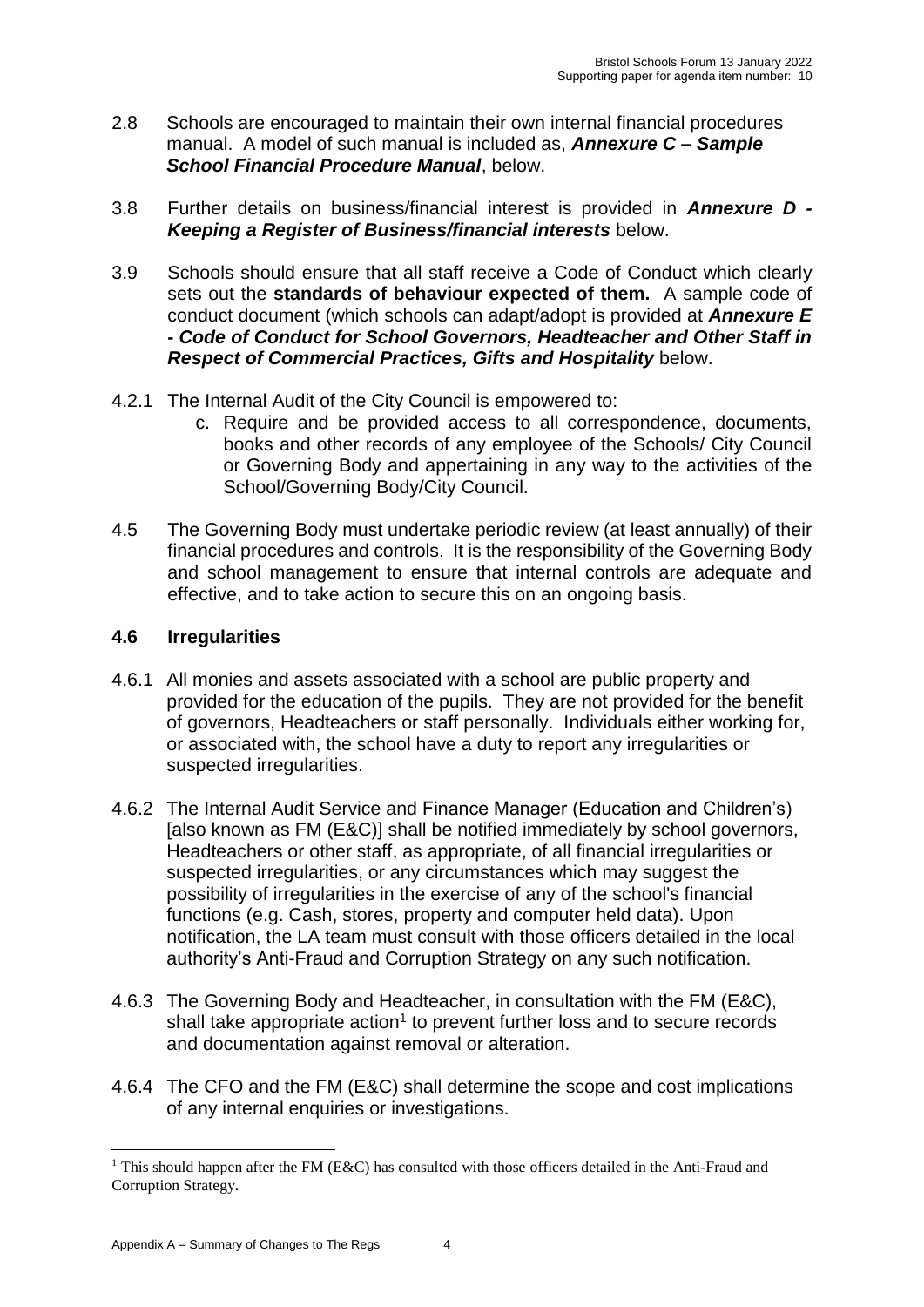2.8 Schools are encouraged to maintain their own internal financial procedures manual. A model of such manual is included as, ***Annexure C – Sample School Financial Procedure Manual***, below.

3.8 Further details on business/financial interest is provided in ***Annexure D - Keeping a Register of Business/financial interests*** below.

3.9 Schools should ensure that all staff receive a Code of Conduct which clearly sets out the **standards of behaviour expected of them.** A sample code of conduct document (which schools can adapt/adopt is provided at ***Annexure E - Code of Conduct for School Governors, Headteacher and Other Staff in Respect of Commercial Practices, Gifts and Hospitality*** below.

4.2.1 The Internal Audit of the City Council is empowered to:

c. Require and be provided access to all correspondence, documents, books and other records of any employee of the Schools/ City Council or Governing Body and appertaining in any way to the activities of the School/Governing Body/City Council.

4.5 The Governing Body must undertake periodic review (at least annually) of their financial procedures and controls. It is the responsibility of the Governing Body and school management to ensure that internal controls are adequate and effective, and to take action to secure this on an ongoing basis.

### 4.6 Irregularities

4.6.1 All monies and assets associated with a school are public property and provided for the education of the pupils. They are not provided for the benefit of governors, Headteachers or staff personally. Individuals either working for, or associated with, the school have a duty to report any irregularities or suspected irregularities.

4.6.2 The Internal Audit Service and Finance Manager (Education and Children's) [also known as FM (E&C)] shall be notified immediately by school governors, Headteachers or other staff, as appropriate, of all financial irregularities or suspected irregularities, or any circumstances which may suggest the possibility of irregularities in the exercise of any of the school's financial functions (e.g. Cash, stores, property and computer held data). Upon notification, the LA team must consult with those officers detailed in the local authority's Anti-Fraud and Corruption Strategy on any such notification.

4.6.3 The Governing Body and Headteacher, in consultation with the FM (E&C), shall take appropriate action[1] to prevent further loss and to secure records and documentation against removal or alteration.

4.6.4 The CFO and the FM (E&C) shall determine the scope and cost implications of any internal enquiries or investigations.

---

[1] This should happen after the FM (E&C) has consulted with those officers detailed in the Anti-Fraud and Corruption Strategy.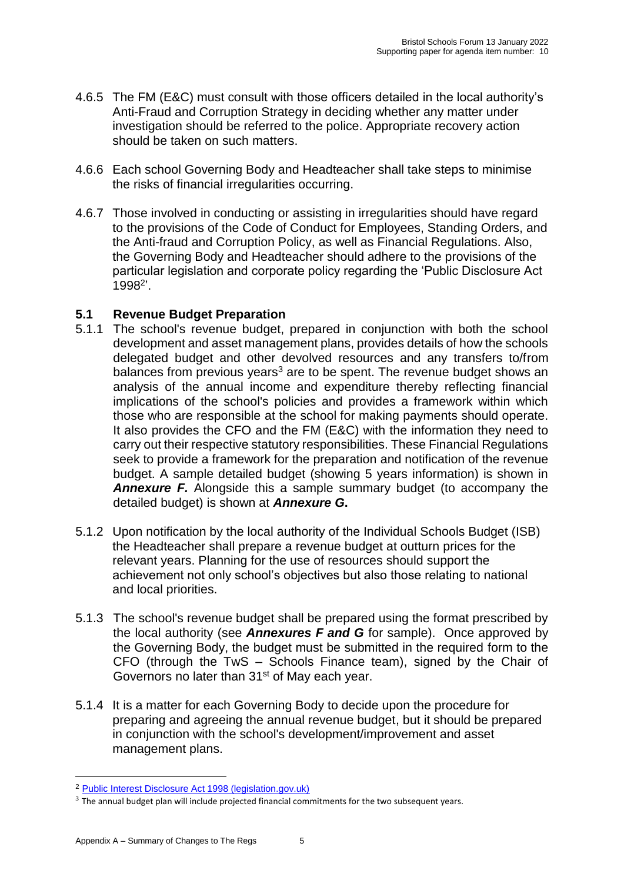4.6.5 The FM (E&C) must consult with those officers detailed in the local authority's Anti-Fraud and Corruption Strategy in deciding whether any matter under investigation should be referred to the police. Appropriate recovery action should be taken on such matters.

4.6.6 Each school Governing Body and Headteacher shall take steps to minimise the risks of financial irregularities occurring.

4.6.7 Those involved in conducting or assisting in irregularities should have regard to the provisions of the Code of Conduct for Employees, Standing Orders, and the Anti-fraud and Corruption Policy, as well as Financial Regulations. Also, the Governing Body and Headteacher should adhere to the provisions of the particular legislation and corporate policy regarding the 'Public Disclosure Act 1998[2]'.

## 5.1 Revenue Budget Preparation

5.1.1 The school's revenue budget, prepared in conjunction with both the school development and asset management plans, provides details of how the schools delegated budget and other devolved resources and any transfers to/from balances from previous years[3] are to be spent. The revenue budget shows an analysis of the annual income and expenditure thereby reflecting financial implications of the school's policies and provides a framework within which those who are responsible at the school for making payments should operate. It also provides the CFO and the FM (E&C) with the information they need to carry out their respective statutory responsibilities. These Financial Regulations seek to provide a framework for the preparation and notification of the revenue budget. A sample detailed budget (showing 5 years information) is shown in ***Annexure F.*** Alongside this a sample summary budget (to accompany the detailed budget) is shown at ***Annexure G*.**

5.1.2 Upon notification by the local authority of the Individual Schools Budget (ISB) the Headteacher shall prepare a revenue budget at outturn prices for the relevant years. Planning for the use of resources should support the achievement not only school's objectives but also those relating to national and local priorities.

5.1.3 The school's revenue budget shall be prepared using the format prescribed by the local authority (see ***Annexures F and G*** for sample). Once approved by the Governing Body, the budget must be submitted in the required form to the CFO (through the TwS – Schools Finance team), signed by the Chair of Governors no later than 31st of May each year.

5.1.4 It is a matter for each Governing Body to decide upon the procedure for preparing and agreeing the annual revenue budget, but it should be prepared in conjunction with the school's development/improvement and asset management plans.

---

[2] Public Interest Disclosure Act 1998 (legislation.gov.uk)

[3] The annual budget plan will include projected financial commitments for the two subsequent years.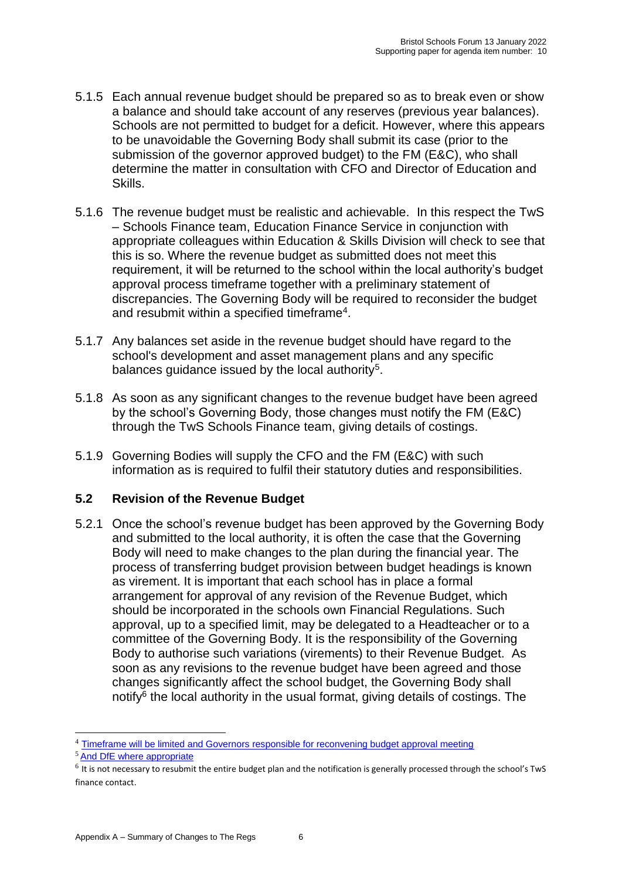5.1.5 Each annual revenue budget should be prepared so as to break even or show a balance and should take account of any reserves (previous year balances). Schools are not permitted to budget for a deficit. However, where this appears to be unavoidable the Governing Body shall submit its case (prior to the submission of the governor approved budget) to the FM (E&C), who shall determine the matter in consultation with CFO and Director of Education and Skills.

5.1.6 The revenue budget must be realistic and achievable. In this respect the TwS – Schools Finance team, Education Finance Service in conjunction with appropriate colleagues within Education & Skills Division will check to see that this is so. Where the revenue budget as submitted does not meet this requirement, it will be returned to the school within the local authority's budget approval process timeframe together with a preliminary statement of discrepancies. The Governing Body will be required to reconsider the budget and resubmit within a specified timeframe[4].

5.1.7 Any balances set aside in the revenue budget should have regard to the school's development and asset management plans and any specific balances guidance issued by the local authority[5].

5.1.8 As soon as any significant changes to the revenue budget have been agreed by the school's Governing Body, those changes must notify the FM (E&C) through the TwS Schools Finance team, giving details of costings.

5.1.9 Governing Bodies will supply the CFO and the FM (E&C) with such information as is required to fulfil their statutory duties and responsibilities.

### 5.2 Revision of the Revenue Budget

5.2.1 Once the school's revenue budget has been approved by the Governing Body and submitted to the local authority, it is often the case that the Governing Body will need to make changes to the plan during the financial year. The process of transferring budget provision between budget headings is known as virement. It is important that each school has in place a formal arrangement for approval of any revision of the Revenue Budget, which should be incorporated in the schools own Financial Regulations. Such approval, up to a specified limit, may be delegated to a Headteacher or to a committee of the Governing Body. It is the responsibility of the Governing Body to authorise such variations (virements) to their Revenue Budget. As soon as any revisions to the revenue budget have been agreed and those changes significantly affect the school budget, the Governing Body shall notify[6] the local authority in the usual format, giving details of costings. The

---

[4] Timeframe will be limited and Governors responsible for reconvening budget approval meeting

[5] And DfE where appropriate

[6] It is not necessary to resubmit the entire budget plan and the notification is generally processed through the school's TwS finance contact.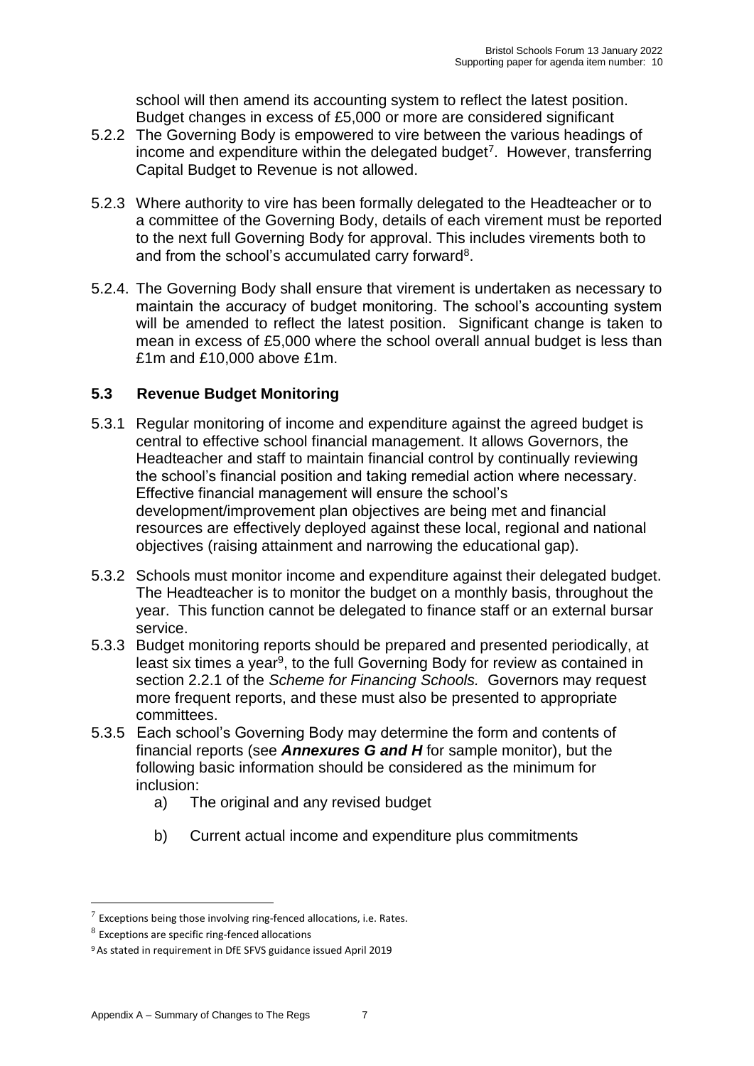school will then amend its accounting system to reflect the latest position. Budget changes in excess of £5,000 or more are considered significant

5.2.2 The Governing Body is empowered to vire between the various headings of income and expenditure within the delegated budget[7]. However, transferring Capital Budget to Revenue is not allowed.

5.2.3 Where authority to vire has been formally delegated to the Headteacher or to a committee of the Governing Body, details of each virement must be reported to the next full Governing Body for approval. This includes virements both to and from the school's accumulated carry forward[8].

5.2.4. The Governing Body shall ensure that virement is undertaken as necessary to maintain the accuracy of budget monitoring. The school's accounting system will be amended to reflect the latest position. Significant change is taken to mean in excess of £5,000 where the school overall annual budget is less than £1m and £10,000 above £1m.

## 5.3 Revenue Budget Monitoring

5.3.1 Regular monitoring of income and expenditure against the agreed budget is central to effective school financial management. It allows Governors, the Headteacher and staff to maintain financial control by continually reviewing the school's financial position and taking remedial action where necessary. Effective financial management will ensure the school's development/improvement plan objectives are being met and financial resources are effectively deployed against these local, regional and national objectives (raising attainment and narrowing the educational gap).

5.3.2 Schools must monitor income and expenditure against their delegated budget. The Headteacher is to monitor the budget on a monthly basis, throughout the year. This function cannot be delegated to finance staff or an external bursar service.

5.3.3 Budget monitoring reports should be prepared and presented periodically, at least six times a year[9], to the full Governing Body for review as contained in section 2.2.1 of the *Scheme for Financing Schools.* Governors may request more frequent reports, and these must also be presented to appropriate committees.

5.3.5 Each school's Governing Body may determine the form and contents of financial reports (see ***Annexures G and H*** for sample monitor), but the following basic information should be considered as the minimum for inclusion:

a) The original and any revised budget

b) Current actual income and expenditure plus commitments

---

[7] Exceptions being those involving ring-fenced allocations, i.e. Rates.

[8] Exceptions are specific ring-fenced allocations

[9] As stated in requirement in DfE SFVS guidance issued April 2019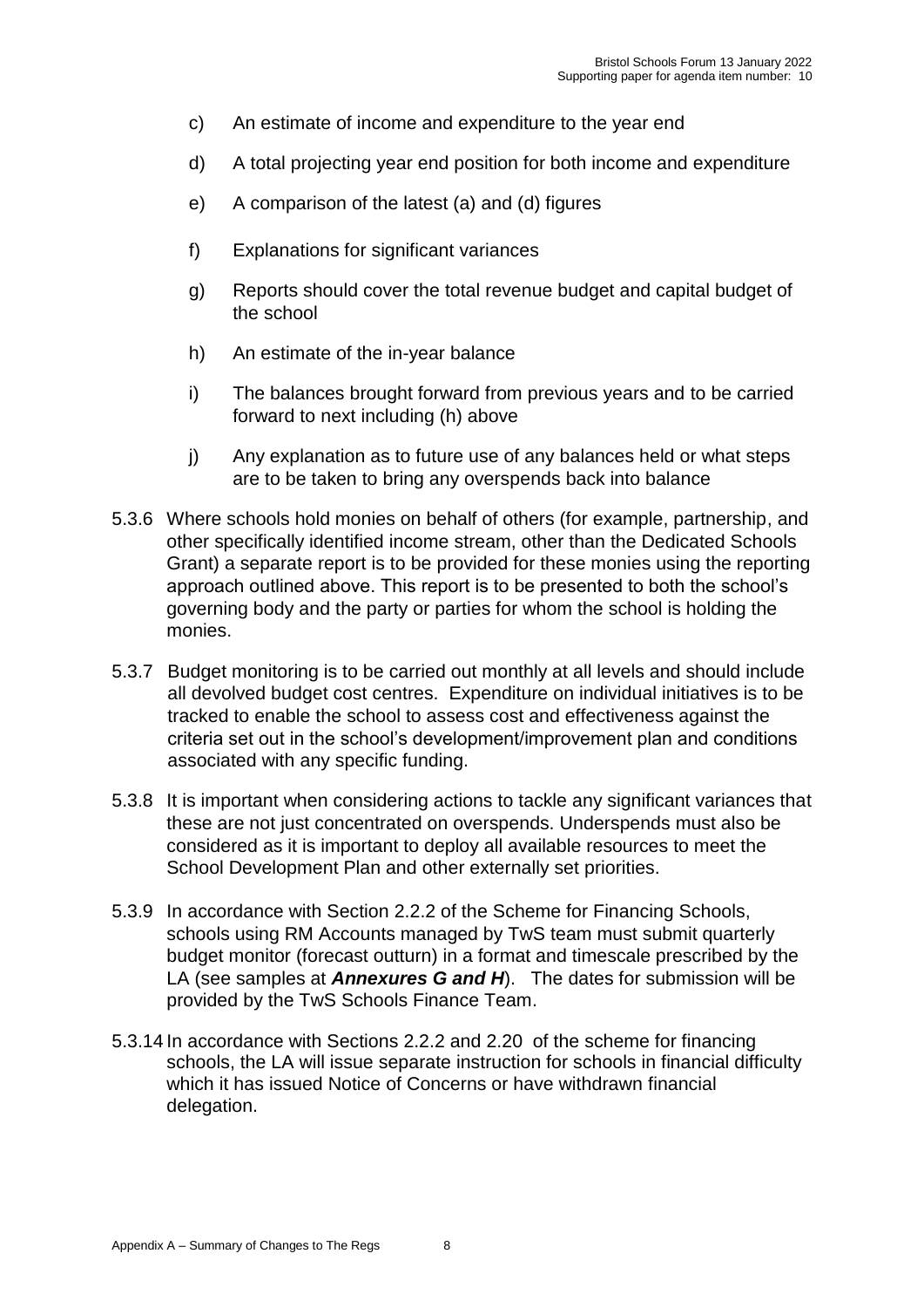c) An estimate of income and expenditure to the year end

d) A total projecting year end position for both income and expenditure

e) A comparison of the latest (a) and (d) figures

f) Explanations for significant variances

g) Reports should cover the total revenue budget and capital budget of the school

h) An estimate of the in-year balance

i) The balances brought forward from previous years and to be carried forward to next including (h) above

j) Any explanation as to future use of any balances held or what steps are to be taken to bring any overspends back into balance

5.3.6 Where schools hold monies on behalf of others (for example, partnership, and other specifically identified income stream, other than the Dedicated Schools Grant) a separate report is to be provided for these monies using the reporting approach outlined above. This report is to be presented to both the school's governing body and the party or parties for whom the school is holding the monies.

5.3.7 Budget monitoring is to be carried out monthly at all levels and should include all devolved budget cost centres. Expenditure on individual initiatives is to be tracked to enable the school to assess cost and effectiveness against the criteria set out in the school's development/improvement plan and conditions associated with any specific funding.

5.3.8 It is important when considering actions to tackle any significant variances that these are not just concentrated on overspends. Underspends must also be considered as it is important to deploy all available resources to meet the School Development Plan and other externally set priorities.

5.3.9 In accordance with Section 2.2.2 of the Scheme for Financing Schools, schools using RM Accounts managed by TwS team must submit quarterly budget monitor (forecast outturn) in a format and timescale prescribed by the LA (see samples at ***Annexures G and H***). The dates for submission will be provided by the TwS Schools Finance Team.

5.3.14 In accordance with Sections 2.2.2 and 2.20 of the scheme for financing schools, the LA will issue separate instruction for schools in financial difficulty which it has issued Notice of Concerns or have withdrawn financial delegation.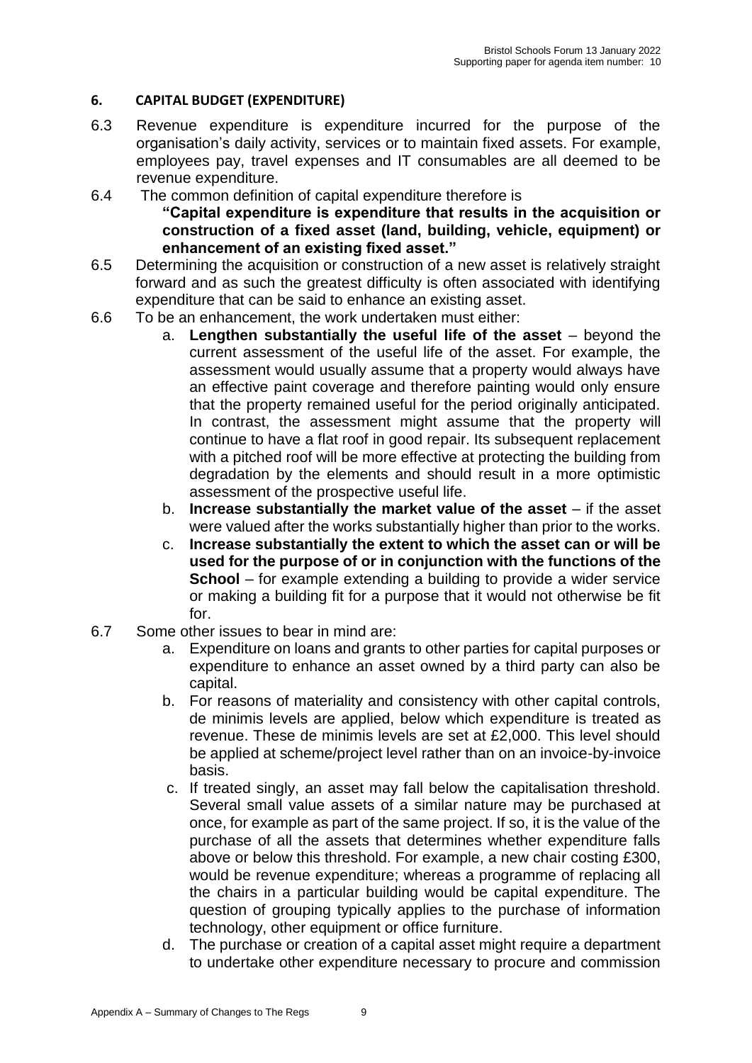## 6. CAPITAL BUDGET (EXPENDITURE)

6.3 Revenue expenditure is expenditure incurred for the purpose of the organisation's daily activity, services or to maintain fixed assets. For example, employees pay, travel expenses and IT consumables are all deemed to be revenue expenditure.

6.4 The common definition of capital expenditure therefore is

**"Capital expenditure is expenditure that results in the acquisition or construction of a fixed asset (land, building, vehicle, equipment) or enhancement of an existing fixed asset."**

6.5 Determining the acquisition or construction of a new asset is relatively straight forward and as such the greatest difficulty is often associated with identifying expenditure that can be said to enhance an existing asset.

6.6 To be an enhancement, the work undertaken must either:

a. **Lengthen substantially the useful life of the asset** – beyond the current assessment of the useful life of the asset. For example, the assessment would usually assume that a property would always have an effective paint coverage and therefore painting would only ensure that the property remained useful for the period originally anticipated. In contrast, the assessment might assume that the property will continue to have a flat roof in good repair. Its subsequent replacement with a pitched roof will be more effective at protecting the building from degradation by the elements and should result in a more optimistic assessment of the prospective useful life.

b. **Increase substantially the market value of the asset** – if the asset were valued after the works substantially higher than prior to the works.

c. **Increase substantially the extent to which the asset can or will be used for the purpose of or in conjunction with the functions of the School** – for example extending a building to provide a wider service or making a building fit for a purpose that it would not otherwise be fit for.

6.7 Some other issues to bear in mind are:

a. Expenditure on loans and grants to other parties for capital purposes or expenditure to enhance an asset owned by a third party can also be capital.

b. For reasons of materiality and consistency with other capital controls, de minimis levels are applied, below which expenditure is treated as revenue. These de minimis levels are set at £2,000. This level should be applied at scheme/project level rather than on an invoice-by-invoice basis.

c. If treated singly, an asset may fall below the capitalisation threshold. Several small value assets of a similar nature may be purchased at once, for example as part of the same project. If so, it is the value of the purchase of all the assets that determines whether expenditure falls above or below this threshold. For example, a new chair costing £300, would be revenue expenditure; whereas a programme of replacing all the chairs in a particular building would be capital expenditure. The question of grouping typically applies to the purchase of information technology, other equipment or office furniture.

d. The purchase or creation of a capital asset might require a department to undertake other expenditure necessary to procure and commission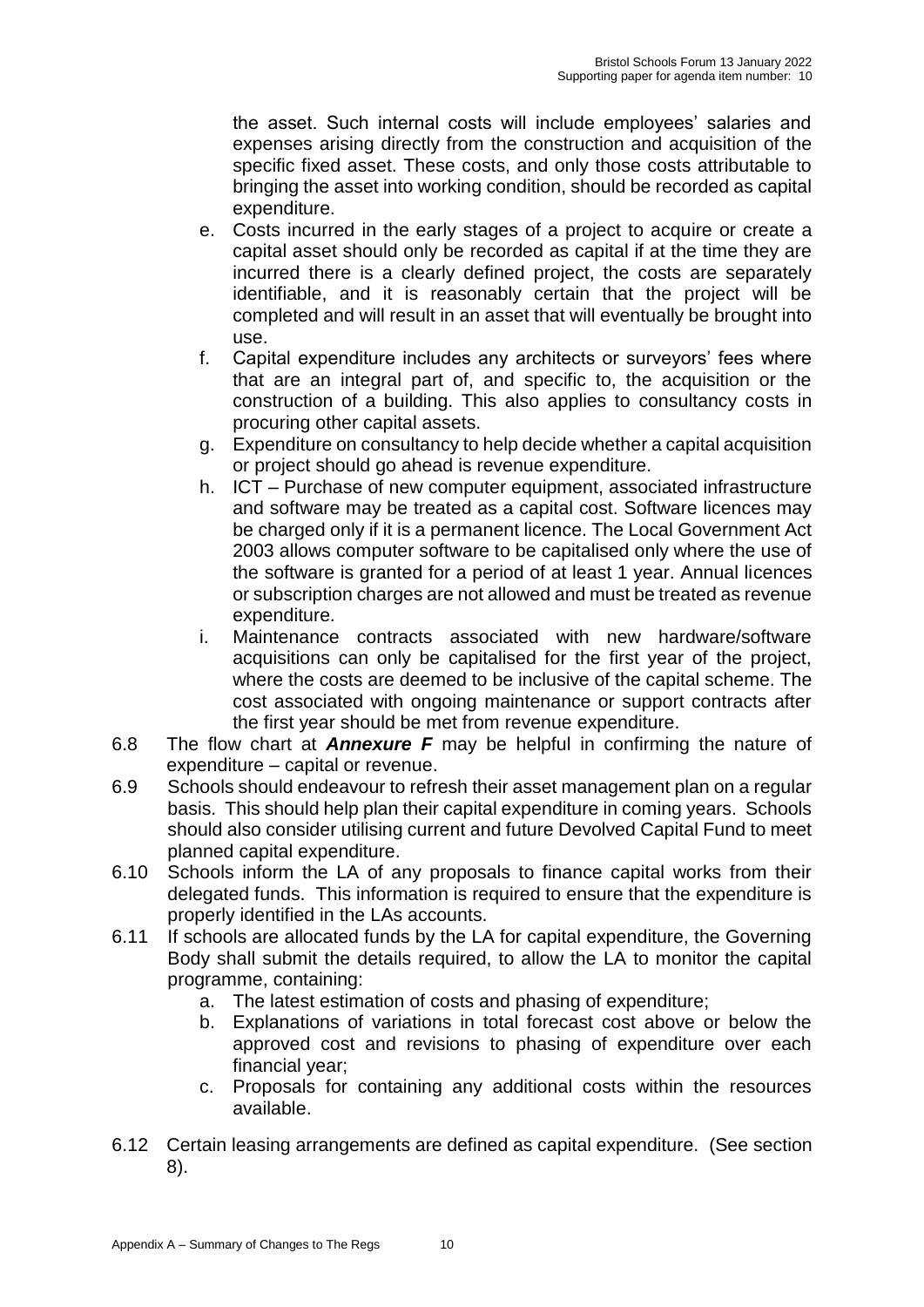the asset. Such internal costs will include employees' salaries and expenses arising directly from the construction and acquisition of the specific fixed asset. These costs, and only those costs attributable to bringing the asset into working condition, should be recorded as capital expenditure.

e. Costs incurred in the early stages of a project to acquire or create a capital asset should only be recorded as capital if at the time they are incurred there is a clearly defined project, the costs are separately identifiable, and it is reasonably certain that the project will be completed and will result in an asset that will eventually be brought into use.
f. Capital expenditure includes any architects or surveyors' fees where that are an integral part of, and specific to, the acquisition or the construction of a building. This also applies to consultancy costs in procuring other capital assets.
g. Expenditure on consultancy to help decide whether a capital acquisition or project should go ahead is revenue expenditure.
h. ICT – Purchase of new computer equipment, associated infrastructure and software may be treated as a capital cost. Software licences may be charged only if it is a permanent licence. The Local Government Act 2003 allows computer software to be capitalised only where the use of the software is granted for a period of at least 1 year. Annual licences or subscription charges are not allowed and must be treated as revenue expenditure.
i. Maintenance contracts associated with new hardware/software acquisitions can only be capitalised for the first year of the project, where the costs are deemed to be inclusive of the capital scheme. The cost associated with ongoing maintenance or support contracts after the first year should be met from revenue expenditure.

6.8 The flow chart at ***Annexure F*** may be helpful in confirming the nature of expenditure – capital or revenue.

6.9 Schools should endeavour to refresh their asset management plan on a regular basis. This should help plan their capital expenditure in coming years. Schools should also consider utilising current and future Devolved Capital Fund to meet planned capital expenditure.

6.10 Schools inform the LA of any proposals to finance capital works from their delegated funds. This information is required to ensure that the expenditure is properly identified in the LAs accounts.

6.11 If schools are allocated funds by the LA for capital expenditure, the Governing Body shall submit the details required, to allow the LA to monitor the capital programme, containing:

a. The latest estimation of costs and phasing of expenditure;
b. Explanations of variations in total forecast cost above or below the approved cost and revisions to phasing of expenditure over each financial year;
c. Proposals for containing any additional costs within the resources available.

6.12 Certain leasing arrangements are defined as capital expenditure. (See section 8).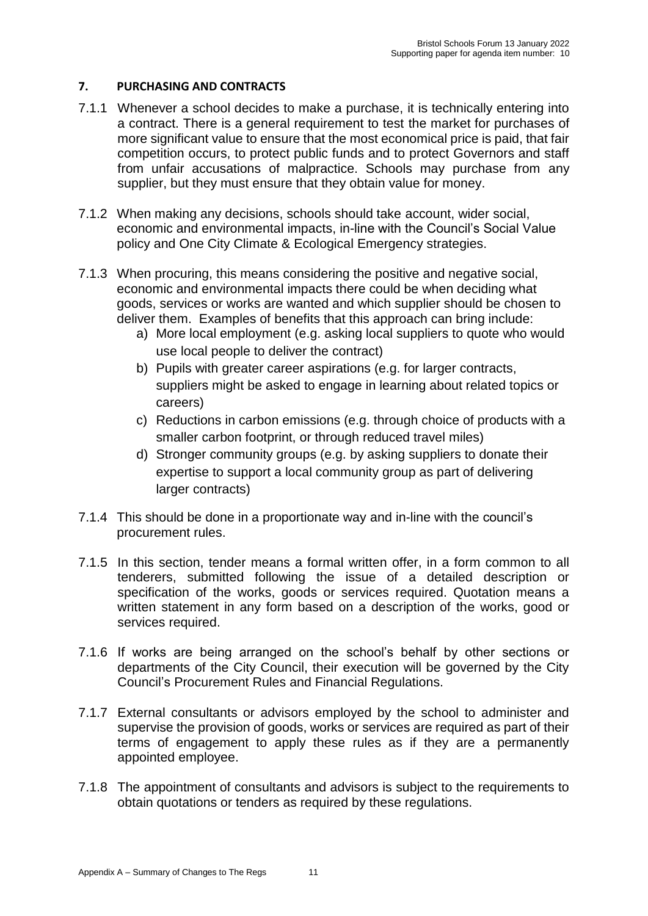## 7. PURCHASING AND CONTRACTS

7.1.1 Whenever a school decides to make a purchase, it is technically entering into a contract. There is a general requirement to test the market for purchases of more significant value to ensure that the most economical price is paid, that fair competition occurs, to protect public funds and to protect Governors and staff from unfair accusations of malpractice. Schools may purchase from any supplier, but they must ensure that they obtain value for money.

7.1.2 When making any decisions, schools should take account, wider social, economic and environmental impacts, in-line with the Council's Social Value policy and One City Climate & Ecological Emergency strategies.

7.1.3 When procuring, this means considering the positive and negative social, economic and environmental impacts there could be when deciding what goods, services or works are wanted and which supplier should be chosen to deliver them. Examples of benefits that this approach can bring include:

a) More local employment (e.g. asking local suppliers to quote who would use local people to deliver the contract)
b) Pupils with greater career aspirations (e.g. for larger contracts, suppliers might be asked to engage in learning about related topics or careers)
c) Reductions in carbon emissions (e.g. through choice of products with a smaller carbon footprint, or through reduced travel miles)
d) Stronger community groups (e.g. by asking suppliers to donate their expertise to support a local community group as part of delivering larger contracts)

7.1.4 This should be done in a proportionate way and in-line with the council's procurement rules.

7.1.5 In this section, tender means a formal written offer, in a form common to all tenderers, submitted following the issue of a detailed description or specification of the works, goods or services required. Quotation means a written statement in any form based on a description of the works, good or services required.

7.1.6 If works are being arranged on the school's behalf by other sections or departments of the City Council, their execution will be governed by the City Council's Procurement Rules and Financial Regulations.

7.1.7 External consultants or advisors employed by the school to administer and supervise the provision of goods, works or services are required as part of their terms of engagement to apply these rules as if they are a permanently appointed employee.

7.1.8 The appointment of consultants and advisors is subject to the requirements to obtain quotations or tenders as required by these regulations.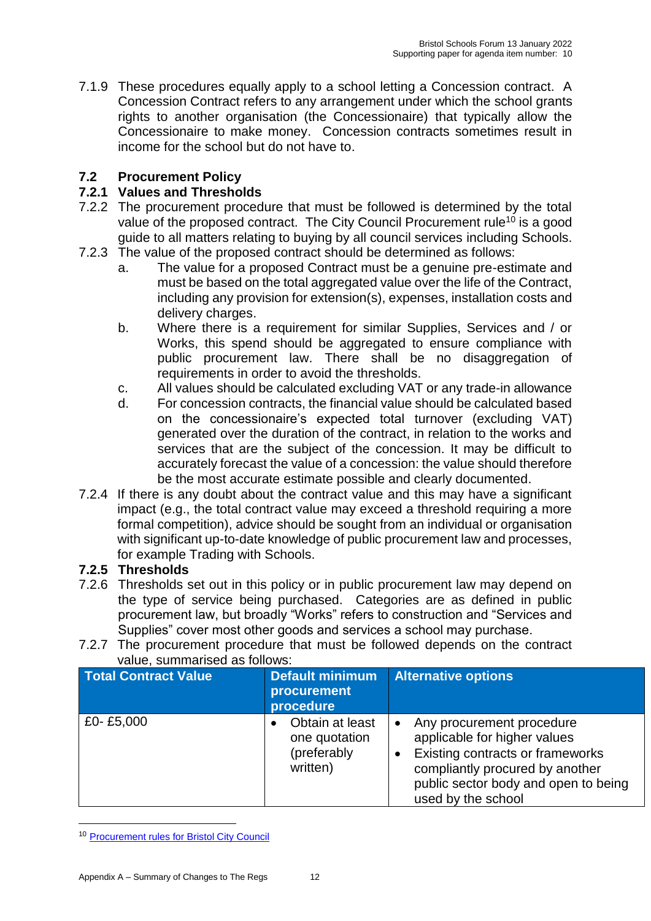7.1.9 These procedures equally apply to a school letting a Concession contract. A Concession Contract refers to any arrangement under which the school grants rights to another organisation (the Concessionaire) that typically allow the Concessionaire to make money. Concession contracts sometimes result in income for the school but do not have to.

## 7.2 Procurement Policy

### 7.2.1 Values and Thresholds

7.2.2 The procurement procedure that must be followed is determined by the total value of the proposed contract. The City Council Procurement rule[10] is a good guide to all matters relating to buying by all council services including Schools.

7.2.3 The value of the proposed contract should be determined as follows:

a. The value for a proposed Contract must be a genuine pre-estimate and must be based on the total aggregated value over the life of the Contract, including any provision for extension(s), expenses, installation costs and delivery charges.

b. Where there is a requirement for similar Supplies, Services and / or Works, this spend should be aggregated to ensure compliance with public procurement law. There shall be no disaggregation of requirements in order to avoid the thresholds.

c. All values should be calculated excluding VAT or any trade-in allowance

d. For concession contracts, the financial value should be calculated based on the concessionaire's expected total turnover (excluding VAT) generated over the duration of the contract, in relation to the works and services that are the subject of the concession. It may be difficult to accurately forecast the value of a concession: the value should therefore be the most accurate estimate possible and clearly documented.

7.2.4 If there is any doubt about the contract value and this may have a significant impact (e.g., the total contract value may exceed a threshold requiring a more formal competition), advice should be sought from an individual or organisation with significant up-to-date knowledge of public procurement law and processes, for example Trading with Schools.

### 7.2.5 Thresholds

7.2.6 Thresholds set out in this policy or in public procurement law may depend on the type of service being purchased. Categories are as defined in public procurement law, but broadly "Works" refers to construction and "Services and Supplies" cover most other goods and services a school may purchase.

7.2.7 The procurement procedure that must be followed depends on the contract value, summarised as follows:

| Total Contract Value | Default minimum procurement procedure | Alternative options |
|---|---|---|
| £0- £5,000 | • Obtain at least one quotation (preferably written) | • Any procurement procedure applicable for higher values<br>• Existing contracts or frameworks compliantly procured by another public sector body and open to being used by the school |

[10] Procurement rules for Bristol City Council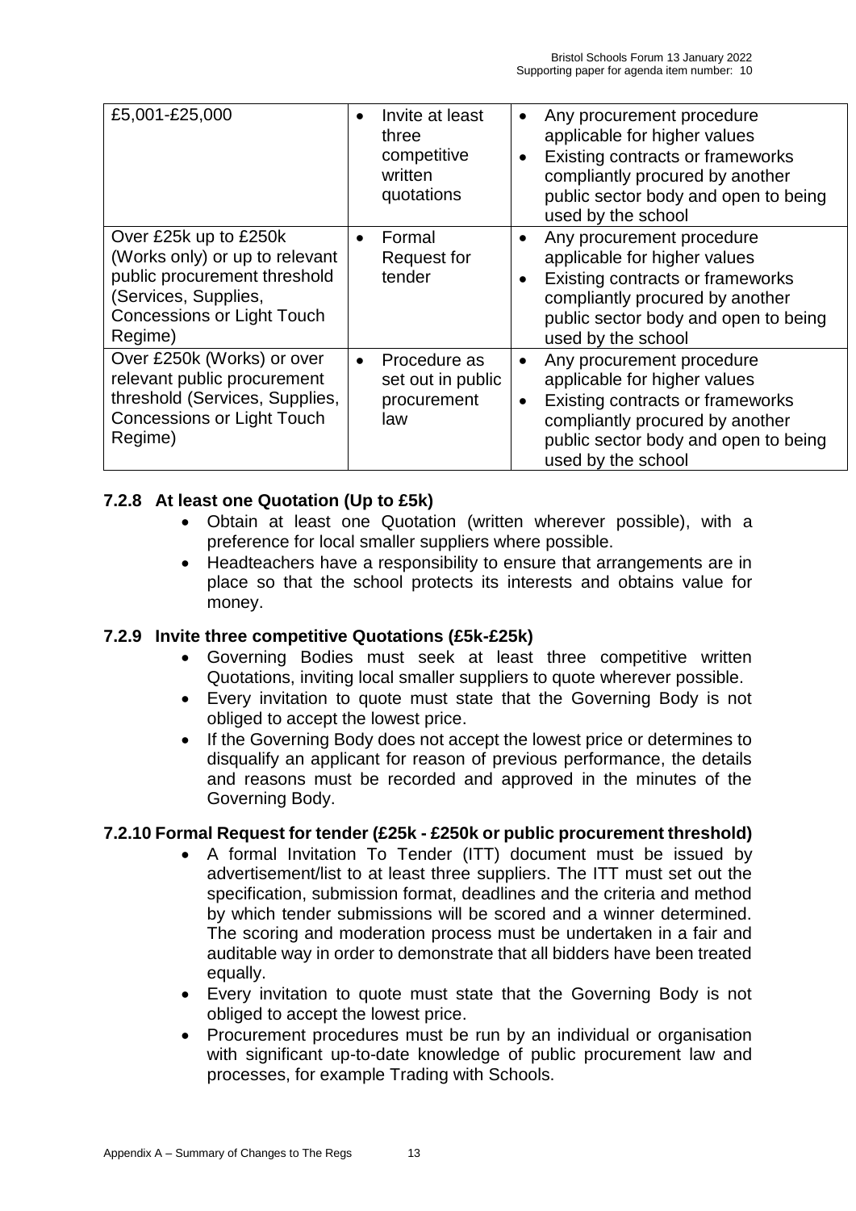| £5,001-£25,000 | • Invite at least three competitive written quotations | • Any procurement procedure applicable for higher values<br>• Existing contracts or frameworks compliantly procured by another public sector body and open to being used by the school |
|---|---|---|
| Over £25k up to £250k (Works only) or up to relevant public procurement threshold (Services, Supplies, Concessions or Light Touch Regime) | • Formal Request for tender | • Any procurement procedure applicable for higher values<br>• Existing contracts or frameworks compliantly procured by another public sector body and open to being used by the school |
| Over £250k (Works) or over relevant public procurement threshold (Services, Supplies, Concessions or Light Touch Regime) | • Procedure as set out in public procurement law | • Any procurement procedure applicable for higher values<br>• Existing contracts or frameworks compliantly procured by another public sector body and open to being used by the school |

### 7.2.8 At least one Quotation (Up to £5k)

- Obtain at least one Quotation (written wherever possible), with a preference for local smaller suppliers where possible.
- Headteachers have a responsibility to ensure that arrangements are in place so that the school protects its interests and obtains value for money.

### 7.2.9 Invite three competitive Quotations (£5k-£25k)

- Governing Bodies must seek at least three competitive written Quotations, inviting local smaller suppliers to quote wherever possible.
- Every invitation to quote must state that the Governing Body is not obliged to accept the lowest price.
- If the Governing Body does not accept the lowest price or determines to disqualify an applicant for reason of previous performance, the details and reasons must be recorded and approved in the minutes of the Governing Body.

### 7.2.10 Formal Request for tender (£25k - £250k or public procurement threshold)

- A formal Invitation To Tender (ITT) document must be issued by advertisement/list to at least three suppliers. The ITT must set out the specification, submission format, deadlines and the criteria and method by which tender submissions will be scored and a winner determined. The scoring and moderation process must be undertaken in a fair and auditable way in order to demonstrate that all bidders have been treated equally.
- Every invitation to quote must state that the Governing Body is not obliged to accept the lowest price.
- Procurement procedures must be run by an individual or organisation with significant up-to-date knowledge of public procurement law and processes, for example Trading with Schools.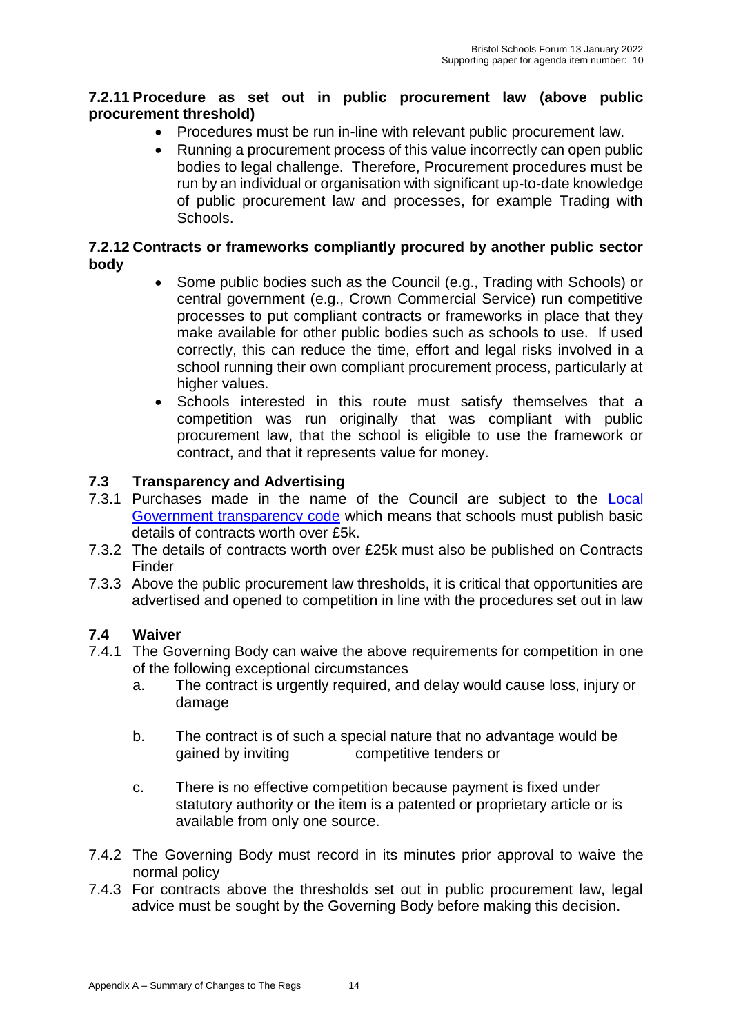#### 7.2.11 Procedure as set out in public procurement law (above public procurement threshold)

- Procedures must be run in-line with relevant public procurement law.
- Running a procurement process of this value incorrectly can open public bodies to legal challenge. Therefore, Procurement procedures must be run by an individual or organisation with significant up-to-date knowledge of public procurement law and processes, for example Trading with Schools.

#### 7.2.12 Contracts or frameworks compliantly procured by another public sector body

- Some public bodies such as the Council (e.g., Trading with Schools) or central government (e.g., Crown Commercial Service) run competitive processes to put compliant contracts or frameworks in place that they make available for other public bodies such as schools to use. If used correctly, this can reduce the time, effort and legal risks involved in a school running their own compliant procurement process, particularly at higher values.
- Schools interested in this route must satisfy themselves that a competition was run originally that was compliant with public procurement law, that the school is eligible to use the framework or contract, and that it represents value for money.

### 7.3 Transparency and Advertising

7.3.1 Purchases made in the name of the Council are subject to the [Local Government transparency code]() which means that schools must publish basic details of contracts worth over £5k.

7.3.2 The details of contracts worth over £25k must also be published on Contracts Finder

7.3.3 Above the public procurement law thresholds, it is critical that opportunities are advertised and opened to competition in line with the procedures set out in law

### 7.4 Waiver

7.4.1 The Governing Body can waive the above requirements for competition in one of the following exceptional circumstances

a. The contract is urgently required, and delay would cause loss, injury or damage

b. The contract is of such a special nature that no advantage would be gained by inviting competitive tenders or

c. There is no effective competition because payment is fixed under statutory authority or the item is a patented or proprietary article or is available from only one source.

7.4.2 The Governing Body must record in its minutes prior approval to waive the normal policy

7.4.3 For contracts above the thresholds set out in public procurement law, legal advice must be sought by the Governing Body before making this decision.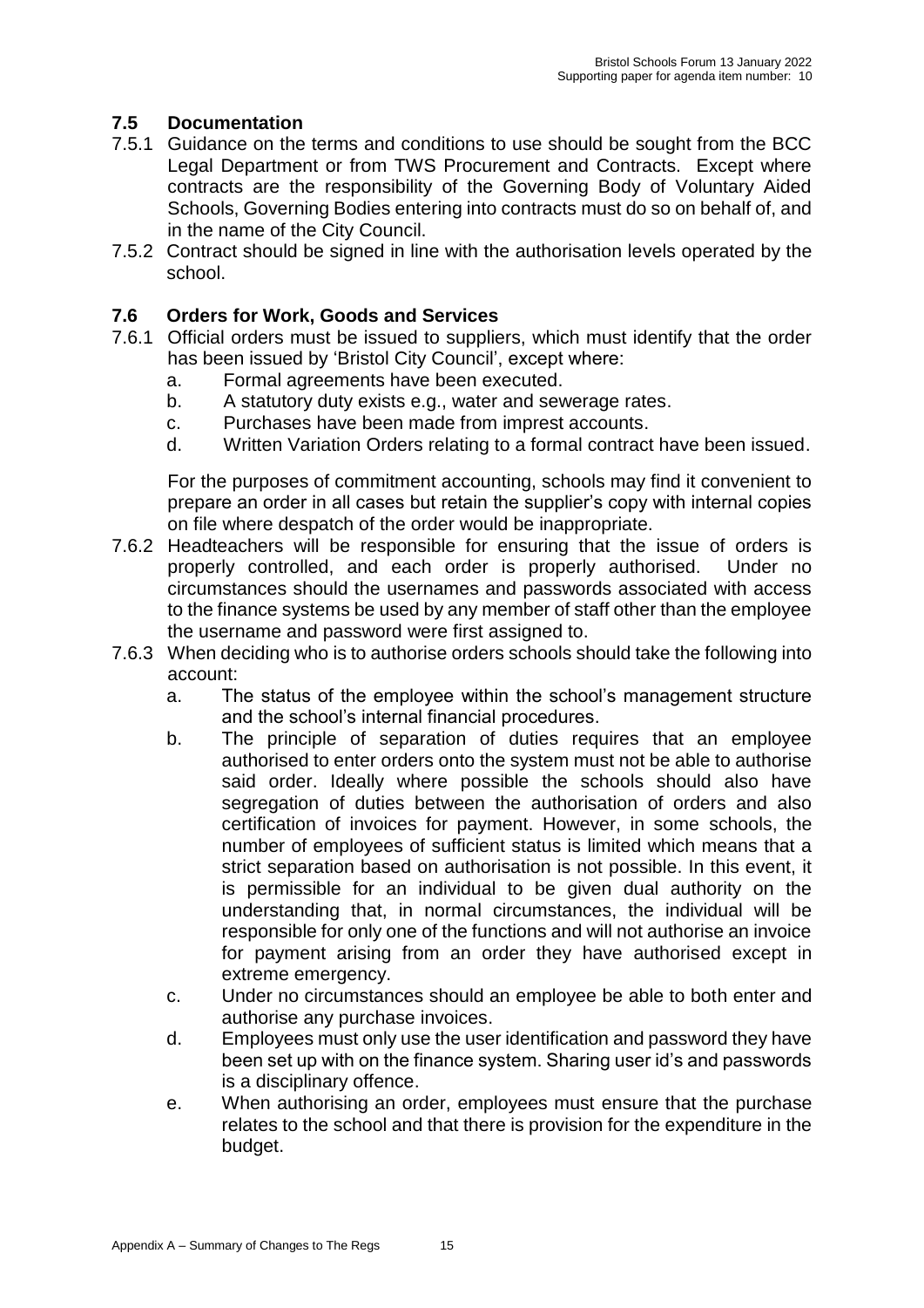## 7.5 Documentation

7.5.1 Guidance on the terms and conditions to use should be sought from the BCC Legal Department or from TWS Procurement and Contracts. Except where contracts are the responsibility of the Governing Body of Voluntary Aided Schools, Governing Bodies entering into contracts must do so on behalf of, and in the name of the City Council.

7.5.2 Contract should be signed in line with the authorisation levels operated by the school.

## 7.6 Orders for Work, Goods and Services

7.6.1 Official orders must be issued to suppliers, which must identify that the order has been issued by 'Bristol City Council', except where:

a. Formal agreements have been executed.
b. A statutory duty exists e.g., water and sewerage rates.
c. Purchases have been made from imprest accounts.
d. Written Variation Orders relating to a formal contract have been issued.

For the purposes of commitment accounting, schools may find it convenient to prepare an order in all cases but retain the supplier's copy with internal copies on file where despatch of the order would be inappropriate.

7.6.2 Headteachers will be responsible for ensuring that the issue of orders is properly controlled, and each order is properly authorised. Under no circumstances should the usernames and passwords associated with access to the finance systems be used by any member of staff other than the employee the username and password were first assigned to.

7.6.3 When deciding who is to authorise orders schools should take the following into account:

a. The status of the employee within the school's management structure and the school's internal financial procedures.
b. The principle of separation of duties requires that an employee authorised to enter orders onto the system must not be able to authorise said order. Ideally where possible the schools should also have segregation of duties between the authorisation of orders and also certification of invoices for payment. However, in some schools, the number of employees of sufficient status is limited which means that a strict separation based on authorisation is not possible. In this event, it is permissible for an individual to be given dual authority on the understanding that, in normal circumstances, the individual will be responsible for only one of the functions and will not authorise an invoice for payment arising from an order they have authorised except in extreme emergency.
c. Under no circumstances should an employee be able to both enter and authorise any purchase invoices.
d. Employees must only use the user identification and password they have been set up with on the finance system. Sharing user id's and passwords is a disciplinary offence.
e. When authorising an order, employees must ensure that the purchase relates to the school and that there is provision for the expenditure in the budget.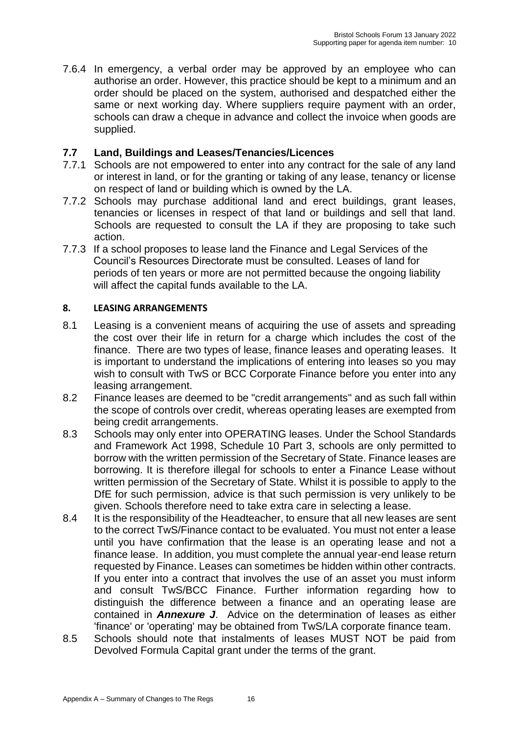7.6.4 In emergency, a verbal order may be approved by an employee who can authorise an order. However, this practice should be kept to a minimum and an order should be placed on the system, authorised and despatched either the same or next working day. Where suppliers require payment with an order, schools can draw a cheque in advance and collect the invoice when goods are supplied.

### 7.7 Land, Buildings and Leases/Tenancies/Licences

7.7.1 Schools are not empowered to enter into any contract for the sale of any land or interest in land, or for the granting or taking of any lease, tenancy or license on respect of land or building which is owned by the LA.

7.7.2 Schools may purchase additional land and erect buildings, grant leases, tenancies or licenses in respect of that land or buildings and sell that land. Schools are requested to consult the LA if they are proposing to take such action.

7.7.3 If a school proposes to lease land the Finance and Legal Services of the Council's Resources Directorate must be consulted. Leases of land for periods of ten years or more are not permitted because the ongoing liability will affect the capital funds available to the LA.

## 8. LEASING ARRANGEMENTS

8.1 Leasing is a convenient means of acquiring the use of assets and spreading the cost over their life in return for a charge which includes the cost of the finance. There are two types of lease, finance leases and operating leases. It is important to understand the implications of entering into leases so you may wish to consult with TwS or BCC Corporate Finance before you enter into any leasing arrangement.

8.2 Finance leases are deemed to be "credit arrangements" and as such fall within the scope of controls over credit, whereas operating leases are exempted from being credit arrangements.

8.3 Schools may only enter into OPERATING leases. Under the School Standards and Framework Act 1998, Schedule 10 Part 3, schools are only permitted to borrow with the written permission of the Secretary of State. Finance leases are borrowing. It is therefore illegal for schools to enter a Finance Lease without written permission of the Secretary of State. Whilst it is possible to apply to the DfE for such permission, advice is that such permission is very unlikely to be given. Schools therefore need to take extra care in selecting a lease.

8.4 It is the responsibility of the Headteacher, to ensure that all new leases are sent to the correct TwS/Finance contact to be evaluated. You must not enter a lease until you have confirmation that the lease is an operating lease and not a finance lease. In addition, you must complete the annual year-end lease return requested by Finance. Leases can sometimes be hidden within other contracts. If you enter into a contract that involves the use of an asset you must inform and consult TwS/BCC Finance. Further information regarding how to distinguish the difference between a finance and an operating lease are contained in ***Annexure J***. Advice on the determination of leases as either 'finance' or 'operating' may be obtained from TwS/LA corporate finance team.

8.5 Schools should note that instalments of leases MUST NOT be paid from Devolved Formula Capital grant under the terms of the grant.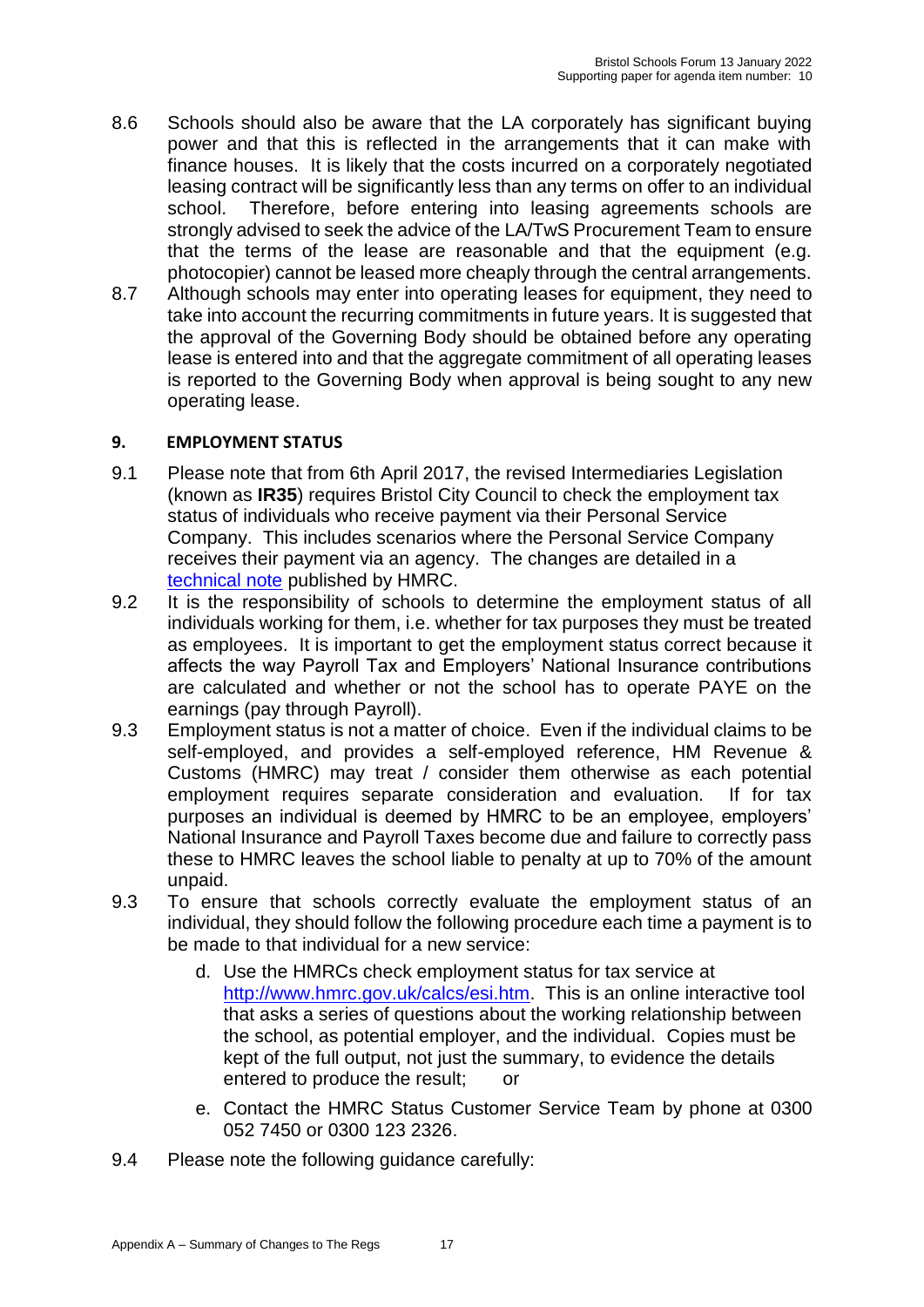8.6 Schools should also be aware that the LA corporately has significant buying power and that this is reflected in the arrangements that it can make with finance houses. It is likely that the costs incurred on a corporately negotiated leasing contract will be significantly less than any terms on offer to an individual school. Therefore, before entering into leasing agreements schools are strongly advised to seek the advice of the LA/TwS Procurement Team to ensure that the terms of the lease are reasonable and that the equipment (e.g. photocopier) cannot be leased more cheaply through the central arrangements.

8.7 Although schools may enter into operating leases for equipment, they need to take into account the recurring commitments in future years. It is suggested that the approval of the Governing Body should be obtained before any operating lease is entered into and that the aggregate commitment of all operating leases is reported to the Governing Body when approval is being sought to any new operating lease.

## 9. EMPLOYMENT STATUS

9.1 Please note that from 6th April 2017, the revised Intermediaries Legislation (known as **IR35**) requires Bristol City Council to check the employment tax status of individuals who receive payment via their Personal Service Company. This includes scenarios where the Personal Service Company receives their payment via an agency. The changes are detailed in a technical note published by HMRC.

9.2 It is the responsibility of schools to determine the employment status of all individuals working for them, i.e. whether for tax purposes they must be treated as employees. It is important to get the employment status correct because it affects the way Payroll Tax and Employers' National Insurance contributions are calculated and whether or not the school has to operate PAYE on the earnings (pay through Payroll).

9.3 Employment status is not a matter of choice. Even if the individual claims to be self-employed, and provides a self-employed reference, HM Revenue & Customs (HMRC) may treat / consider them otherwise as each potential employment requires separate consideration and evaluation. If for tax purposes an individual is deemed by HMRC to be an employee, employers' National Insurance and Payroll Taxes become due and failure to correctly pass these to HMRC leaves the school liable to penalty at up to 70% of the amount unpaid.

9.3 To ensure that schools correctly evaluate the employment status of an individual, they should follow the following procedure each time a payment is to be made to that individual for a new service:

  d. Use the HMRCs check employment status for tax service at http://www.hmrc.gov.uk/calcs/esi.htm. This is an online interactive tool that asks a series of questions about the working relationship between the school, as potential employer, and the individual. Copies must be kept of the full output, not just the summary, to evidence the details entered to produce the result; or

  e. Contact the HMRC Status Customer Service Team by phone at 0300 052 7450 or 0300 123 2326.

9.4 Please note the following guidance carefully: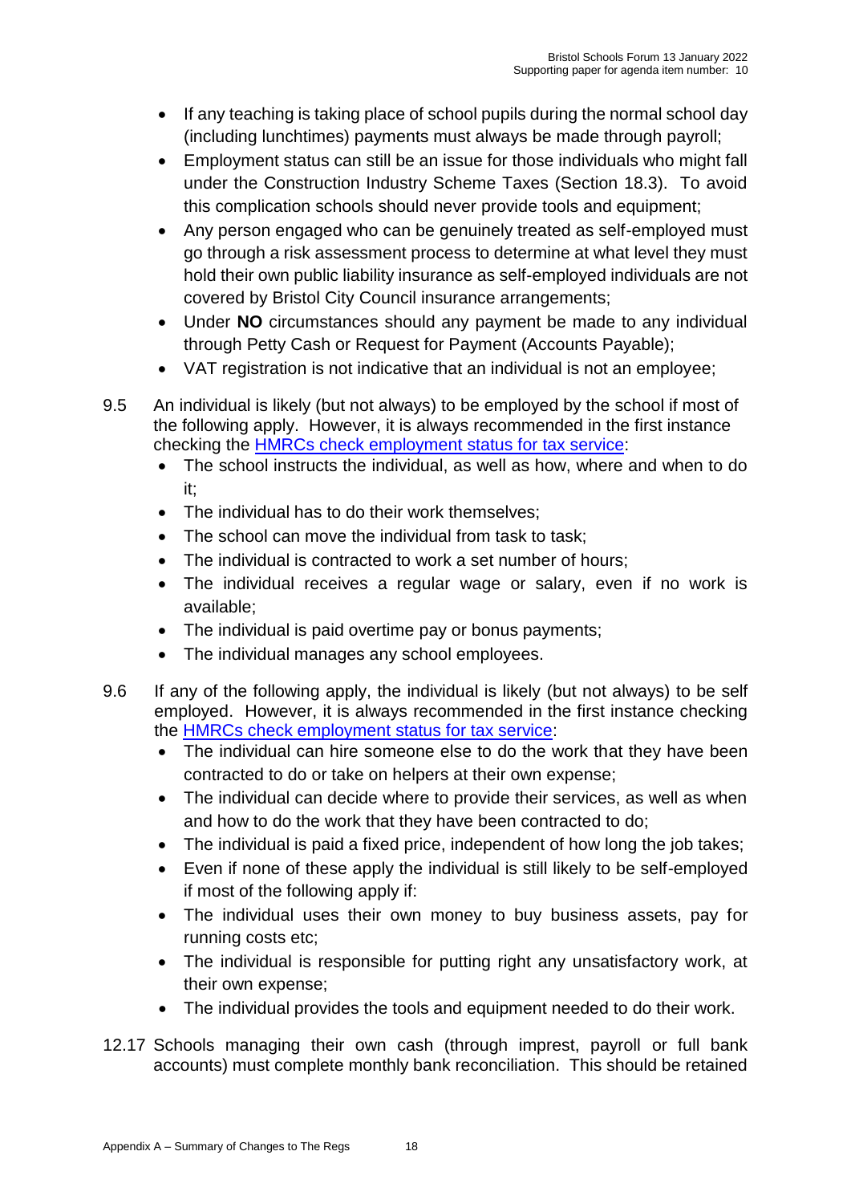- If any teaching is taking place of school pupils during the normal school day (including lunchtimes) payments must always be made through payroll;
- Employment status can still be an issue for those individuals who might fall under the Construction Industry Scheme Taxes (Section 18.3). To avoid this complication schools should never provide tools and equipment;
- Any person engaged who can be genuinely treated as self-employed must go through a risk assessment process to determine at what level they must hold their own public liability insurance as self-employed individuals are not covered by Bristol City Council insurance arrangements;
- Under **NO** circumstances should any payment be made to any individual through Petty Cash or Request for Payment (Accounts Payable);
- VAT registration is not indicative that an individual is not an employee;

9.5 An individual is likely (but not always) to be employed by the school if most of the following apply. However, it is always recommended in the first instance checking the [HMRCs check employment status for tax service](#):

- The school instructs the individual, as well as how, where and when to do it;
- The individual has to do their work themselves;
- The school can move the individual from task to task;
- The individual is contracted to work a set number of hours;
- The individual receives a regular wage or salary, even if no work is available;
- The individual is paid overtime pay or bonus payments;
- The individual manages any school employees.

9.6 If any of the following apply, the individual is likely (but not always) to be self employed. However, it is always recommended in the first instance checking the [HMRCs check employment status for tax service](#):

- The individual can hire someone else to do the work that they have been contracted to do or take on helpers at their own expense;
- The individual can decide where to provide their services, as well as when and how to do the work that they have been contracted to do;
- The individual is paid a fixed price, independent of how long the job takes;
- Even if none of these apply the individual is still likely to be self-employed if most of the following apply if:
- The individual uses their own money to buy business assets, pay for running costs etc;
- The individual is responsible for putting right any unsatisfactory work, at their own expense;
- The individual provides the tools and equipment needed to do their work.

12.17 Schools managing their own cash (through imprest, payroll or full bank accounts) must complete monthly bank reconciliation. This should be retained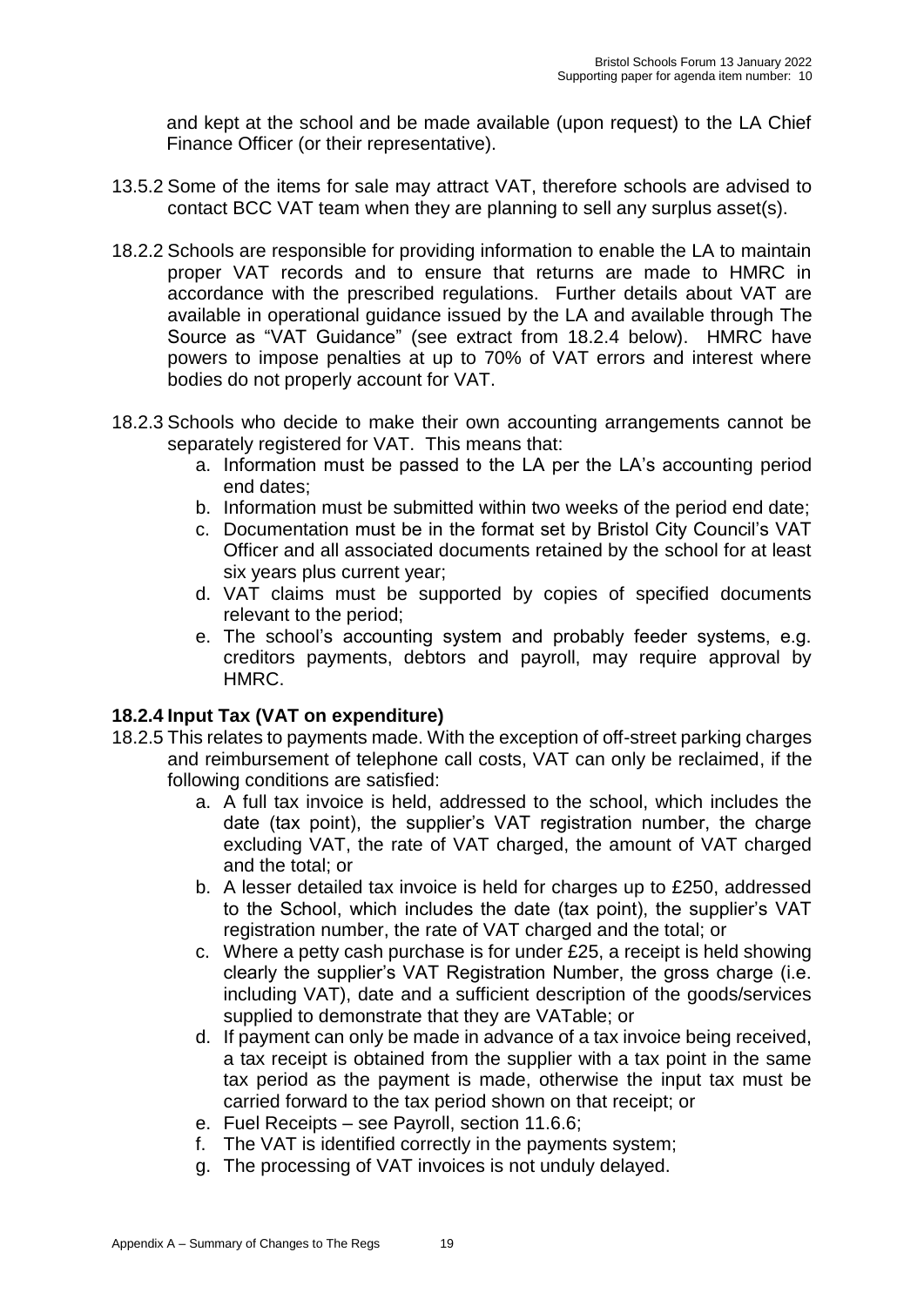and kept at the school and be made available (upon request) to the LA Chief Finance Officer (or their representative).

13.5.2 Some of the items for sale may attract VAT, therefore schools are advised to contact BCC VAT team when they are planning to sell any surplus asset(s).

18.2.2 Schools are responsible for providing information to enable the LA to maintain proper VAT records and to ensure that returns are made to HMRC in accordance with the prescribed regulations. Further details about VAT are available in operational guidance issued by the LA and available through The Source as "VAT Guidance" (see extract from 18.2.4 below). HMRC have powers to impose penalties at up to 70% of VAT errors and interest where bodies do not properly account for VAT.

18.2.3 Schools who decide to make their own accounting arrangements cannot be separately registered for VAT. This means that:

a. Information must be passed to the LA per the LA's accounting period end dates;
b. Information must be submitted within two weeks of the period end date;
c. Documentation must be in the format set by Bristol City Council's VAT Officer and all associated documents retained by the school for at least six years plus current year;
d. VAT claims must be supported by copies of specified documents relevant to the period;
e. The school's accounting system and probably feeder systems, e.g. creditors payments, debtors and payroll, may require approval by HMRC.

**18.2.4 Input Tax (VAT on expenditure)**

18.2.5 This relates to payments made. With the exception of off-street parking charges and reimbursement of telephone call costs, VAT can only be reclaimed, if the following conditions are satisfied:

a. A full tax invoice is held, addressed to the school, which includes the date (tax point), the supplier's VAT registration number, the charge excluding VAT, the rate of VAT charged, the amount of VAT charged and the total; or
b. A lesser detailed tax invoice is held for charges up to £250, addressed to the School, which includes the date (tax point), the supplier's VAT registration number, the rate of VAT charged and the total; or
c. Where a petty cash purchase is for under £25, a receipt is held showing clearly the supplier's VAT Registration Number, the gross charge (i.e. including VAT), date and a sufficient description of the goods/services supplied to demonstrate that they are VATable; or
d. If payment can only be made in advance of a tax invoice being received, a tax receipt is obtained from the supplier with a tax point in the same tax period as the payment is made, otherwise the input tax must be carried forward to the tax period shown on that receipt; or
e. Fuel Receipts – see Payroll, section 11.6.6;
f. The VAT is identified correctly in the payments system;
g. The processing of VAT invoices is not unduly delayed.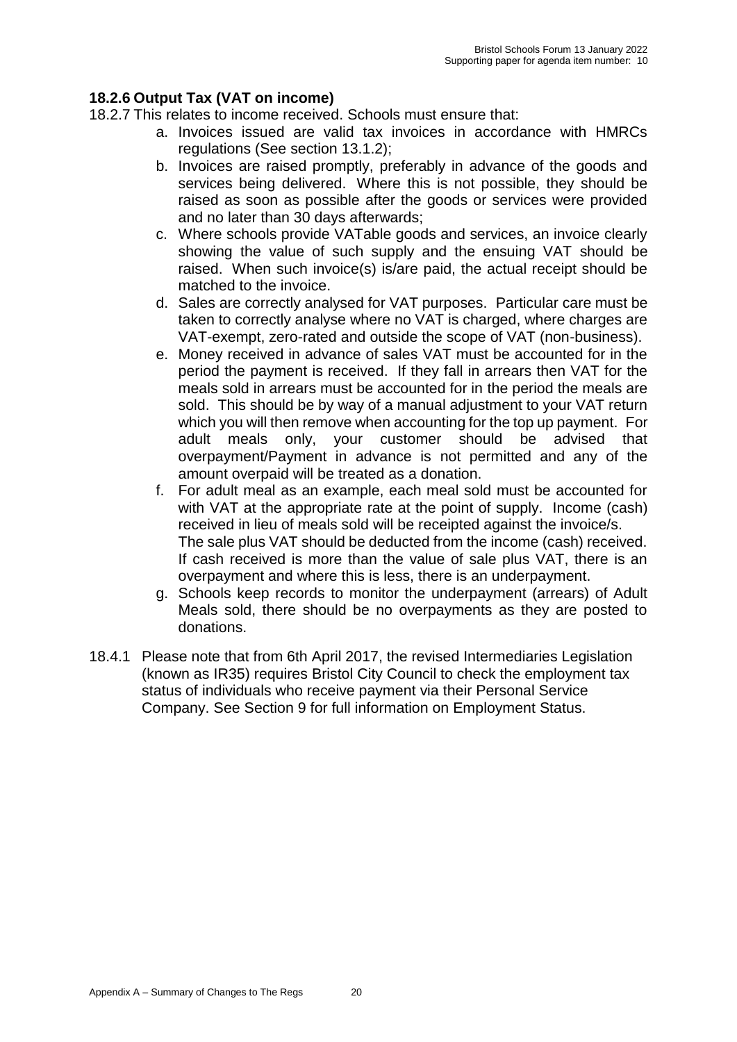### 18.2.6 Output Tax (VAT on income)

18.2.7 This relates to income received. Schools must ensure that:

a. Invoices issued are valid tax invoices in accordance with HMRCs regulations (See section 13.1.2);
b. Invoices are raised promptly, preferably in advance of the goods and services being delivered. Where this is not possible, they should be raised as soon as possible after the goods or services were provided and no later than 30 days afterwards;
c. Where schools provide VATable goods and services, an invoice clearly showing the value of such supply and the ensuing VAT should be raised. When such invoice(s) is/are paid, the actual receipt should be matched to the invoice.
d. Sales are correctly analysed for VAT purposes. Particular care must be taken to correctly analyse where no VAT is charged, where charges are VAT-exempt, zero-rated and outside the scope of VAT (non-business).
e. Money received in advance of sales VAT must be accounted for in the period the payment is received. If they fall in arrears then VAT for the meals sold in arrears must be accounted for in the period the meals are sold. This should be by way of a manual adjustment to your VAT return which you will then remove when accounting for the top up payment. For adult meals only, your customer should be advised that overpayment/Payment in advance is not permitted and any of the amount overpaid will be treated as a donation.
f. For adult meal as an example, each meal sold must be accounted for with VAT at the appropriate rate at the point of supply. Income (cash) received in lieu of meals sold will be receipted against the invoice/s. The sale plus VAT should be deducted from the income (cash) received. If cash received is more than the value of sale plus VAT, there is an overpayment and where this is less, there is an underpayment.
g. Schools keep records to monitor the underpayment (arrears) of Adult Meals sold, there should be no overpayments as they are posted to donations.

18.4.1 Please note that from 6th April 2017, the revised Intermediaries Legislation (known as IR35) requires Bristol City Council to check the employment tax status of individuals who receive payment via their Personal Service Company. See Section 9 for full information on Employment Status.